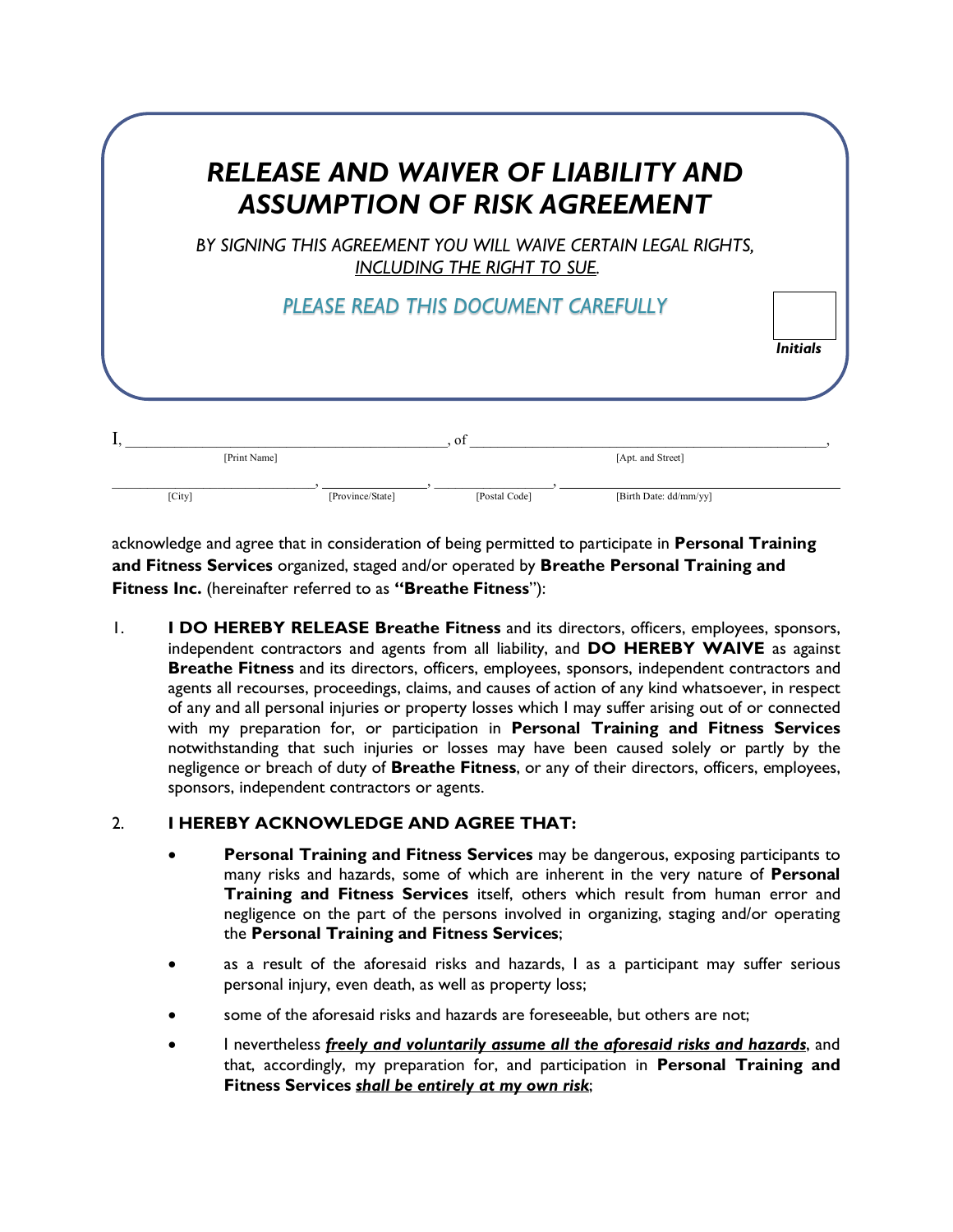# *RELEASE AND WAIVER OF LIABILITY AND ASSUMPTION OF RISK AGREEMENT*

*BY SIGNING THIS AGREEMENT YOU WILL WAIVE CERTAIN LEGAL RIGHTS, INCLUDING THE RIGHT TO SUE.*

*PLEASE READ THIS DOCUMENT CAREFULLY*

Initials: ______

I, ________________________________________ [Print Name], of ________________________________________ [Apt. and Street],

________________________ [City], ________________ [Province/State], ________________ [Postal Code], ________________________ [Birth Date: dd/mm/yy]

acknowledge and agree that in consideration of being permitted to participate in **Personal Training and Fitness Services** organized, staged and/or operated by **Breathe Personal Training and Fitness Inc.** (hereinafter referred to as **"Breathe Fitness**"):

1. **I DO HEREBY RELEASE Breathe Fitness** and its directors, officers, employees, sponsors, independent contractors and agents from all liability, and **DO HEREBY WAIVE** as against **Breathe Fitness** and its directors, officers, employees, sponsors, independent contractors and agents all recourses, proceedings, claims, and causes of action of any kind whatsoever, in respect of any and all personal injuries or property losses which I may suffer arising out of or connected with my preparation for, or participation in **Personal Training and Fitness Services** notwithstanding that such injuries or losses may have been caused solely or partly by the negligence or breach of duty of **Breathe Fitness**, or any of their directors, officers, employees, sponsors, independent contractors or agents.

2. **I HEREBY ACKNOWLEDGE AND AGREE THAT:**

   - **Personal Training and Fitness Services** may be dangerous, exposing participants to many risks and hazards, some of which are inherent in the very nature of **Personal Training and Fitness Services** itself, others which result from human error and negligence on the part of the persons involved in organizing, staging and/or operating the **Personal Training and Fitness Services**;
   - as a result of the aforesaid risks and hazards, I as a participant may suffer serious personal injury, even death, as well as property loss;
   - some of the aforesaid risks and hazards are foreseeable, but others are not;
   - I nevertheless ***freely and voluntarily assume all the aforesaid risks and hazards***, and that, accordingly, my preparation for, and participation in **Personal Training and Fitness Services** ***shall be entirely at my own risk***;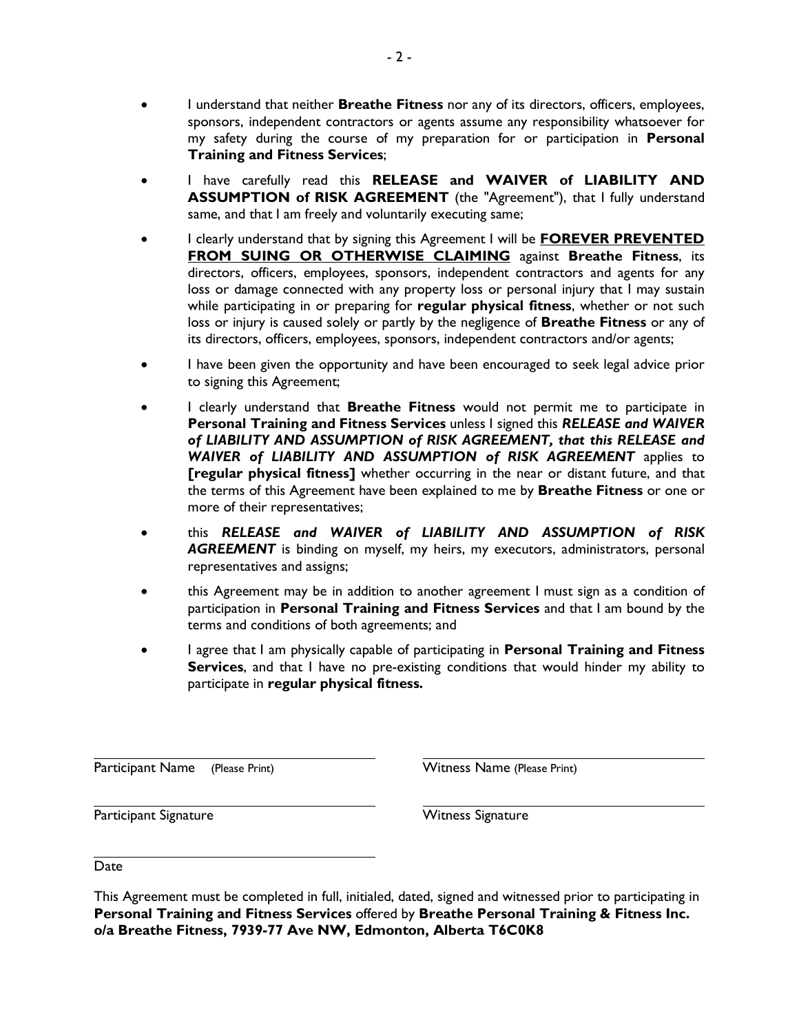- I understand that neither **Breathe Fitness** nor any of its directors, officers, employees, sponsors, independent contractors or agents assume any responsibility whatsoever for my safety during the course of my preparation for or participation in **Personal Training and Fitness Services**;

- I have carefully read this **RELEASE and WAIVER of LIABILITY AND ASSUMPTION of RISK AGREEMENT** (the "Agreement"), that I fully understand same, and that I am freely and voluntarily executing same;

- I clearly understand that by signing this Agreement I will be **<u>FOREVER PREVENTED FROM SUING OR OTHERWISE CLAIMING</u>** against **Breathe Fitness**, its directors, officers, employees, sponsors, independent contractors and agents for any loss or damage connected with any property loss or personal injury that I may sustain while participating in or preparing for **regular physical fitness**, whether or not such loss or injury is caused solely or partly by the negligence of **Breathe Fitness** or any of its directors, officers, employees, sponsors, independent contractors and/or agents;

- I have been given the opportunity and have been encouraged to seek legal advice prior to signing this Agreement;

- I clearly understand that **Breathe Fitness** would not permit me to participate in **Personal Training and Fitness Services** unless I signed this ***RELEASE and WAIVER of LIABILITY AND ASSUMPTION of RISK AGREEMENT, that this RELEASE and WAIVER of LIABILITY AND ASSUMPTION of RISK AGREEMENT*** applies to **[regular physical fitness]** whether occurring in the near or distant future, and that the terms of this Agreement have been explained to me by **Breathe Fitness** or one or more of their representatives;

- this ***RELEASE and WAIVER of LIABILITY AND ASSUMPTION of RISK AGREEMENT*** is binding on myself, my heirs, my executors, administrators, personal representatives and assigns;

- this Agreement may be in addition to another agreement I must sign as a condition of participation in **Personal Training and Fitness Services** and that I am bound by the terms and conditions of both agreements; and

- I agree that I am physically capable of participating in **Personal Training and Fitness Services**, and that I have no pre-existing conditions that would hinder my ability to participate in **regular physical fitness.**

______________________________ Participant Name (Please Print)

______________________________ Witness Name (Please Print)

______________________________ Participant Signature

______________________________ Witness Signature

______________________________ Date

This Agreement must be completed in full, initialed, dated, signed and witnessed prior to participating in **Personal Training and Fitness Services** offered by **Breathe Personal Training & Fitness Inc. o/a Breathe Fitness, 7939-77 Ave NW, Edmonton, Alberta T6C0K8**